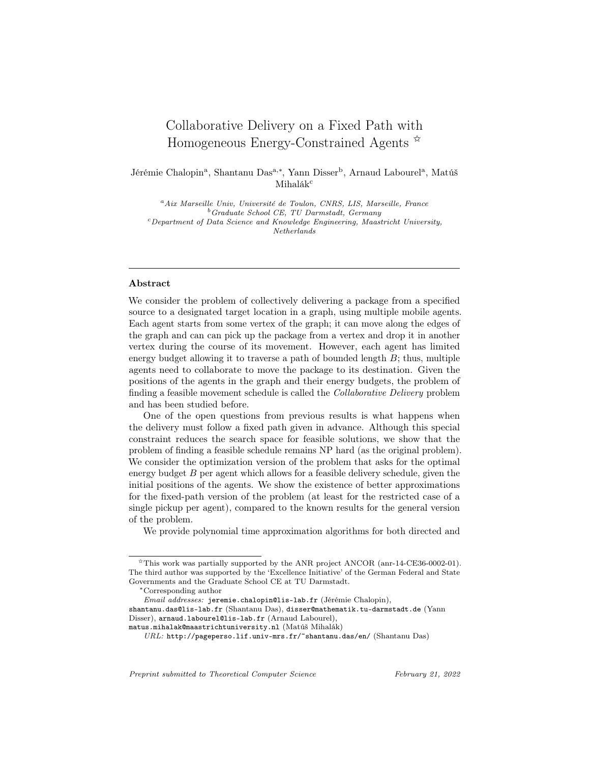# Collaborative Delivery on a Fixed Path with Homogeneous Energy-Constrained Agents [☆]

Jérémie Chalopin[a], Shantanu Das[a,*], Yann Disser[b], Arnaud Labourel[a], Matúš Mihalák[c]

[a] *Aix Marseille Univ, Université de Toulon, CNRS, LIS, Marseille, France*
[b] *Graduate School CE, TU Darmstadt, Germany*
[c] *Department of Data Science and Knowledge Engineering, Maastricht University, Netherlands*

---

## Abstract

We consider the problem of collectively delivering a package from a specified source to a designated target location in a graph, using multiple mobile agents. Each agent starts from some vertex of the graph; it can move along the edges of the graph and can can pick up the package from a vertex and drop it in another vertex during the course of its movement. However, each agent has limited energy budget allowing it to traverse a path of bounded length $B$; thus, multiple agents need to collaborate to move the package to its destination. Given the positions of the agents in the graph and their energy budgets, the problem of finding a feasible movement schedule is called the *Collaborative Delivery* problem and has been studied before.

One of the open questions from previous results is what happens when the delivery must follow a fixed path given in advance. Although this special constraint reduces the search space for feasible solutions, we show that the problem of finding a feasible schedule remains NP hard (as the original problem). We consider the optimization version of the problem that asks for the optimal energy budget $B$ per agent which allows for a feasible delivery schedule, given the initial positions of the agents. We show the existence of better approximations for the fixed-path version of the problem (at least for the restricted case of a single pickup per agent), compared to the known results for the general version of the problem.

We provide polynomial time approximation algorithms for both directed and

---

[☆] This work was partially supported by the ANR project ANCOR (anr-14-CE36-0002-01). The third author was supported by the 'Excellence Initiative' of the German Federal and State Governments and the Graduate School CE at TU Darmstadt.

[*] Corresponding author

*Email addresses:* jeremie.chalopin@lis-lab.fr (Jérémie Chalopin), shantanu.das@lis-lab.fr (Shantanu Das), disser@mathematik.tu-darmstadt.de (Yann Disser), arnaud.labourel@lis-lab.fr (Arnaud Labourel), matus.mihalak@maastrichtuniversity.nl (Matúš Mihalák)

*URL:* http://pageperso.lif.univ-mrs.fr/~shantanu.das/en/ (Shantanu Das)

*Preprint submitted to Theoretical Computer Science* — *February 21, 2022*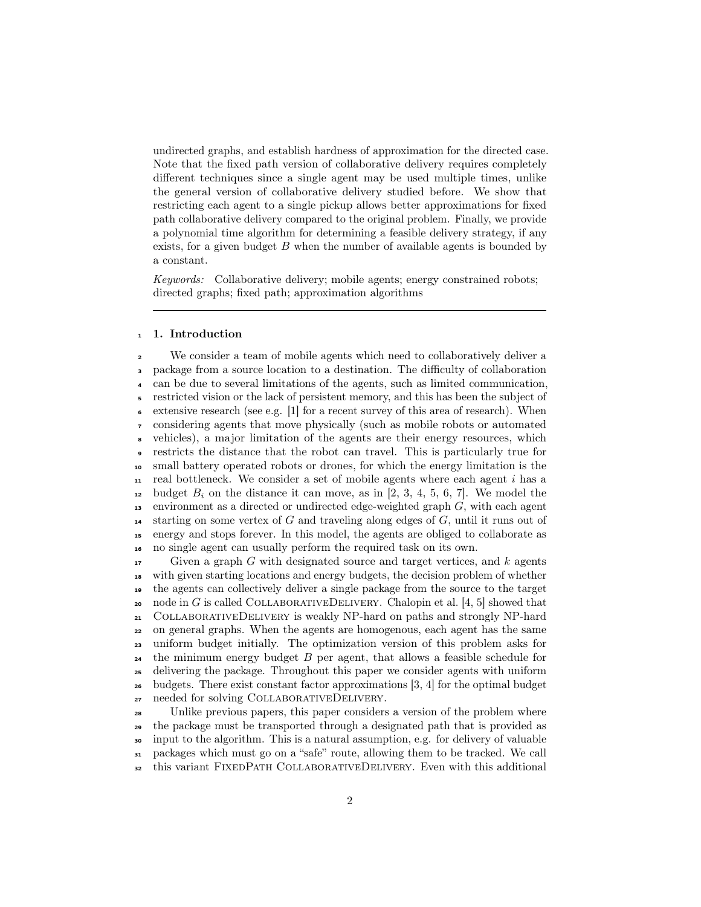undirected graphs, and establish hardness of approximation for the directed case. Note that the fixed path version of collaborative delivery requires completely different techniques since a single agent may be used multiple times, unlike the general version of collaborative delivery studied before. We show that restricting each agent to a single pickup allows better approximations for fixed path collaborative delivery compared to the original problem. Finally, we provide a polynomial time algorithm for determining a feasible delivery strategy, if any exists, for a given budget $B$ when the number of available agents is bounded by a constant.

*Keywords:* Collaborative delivery; mobile agents; energy constrained robots; directed graphs; fixed path; approximation algorithms

---

## 1. Introduction

We consider a team of mobile agents which need to collaboratively deliver a package from a source location to a destination. The difficulty of collaboration can be due to several limitations of the agents, such as limited communication, restricted vision or the lack of persistent memory, and this has been the subject of extensive research (see e.g. [1] for a recent survey of this area of research). When considering agents that move physically (such as mobile robots or automated vehicles), a major limitation of the agents are their energy resources, which restricts the distance that the robot can travel. This is particularly true for small battery operated robots or drones, for which the energy limitation is the real bottleneck. We consider a set of mobile agents where each agent $i$ has a budget $B_i$ on the distance it can move, as in [2, 3, 4, 5, 6, 7]. We model the environment as a directed or undirected edge-weighted graph $G$, with each agent starting on some vertex of $G$ and traveling along edges of $G$, until it runs out of energy and stops forever. In this model, the agents are obliged to collaborate as no single agent can usually perform the required task on its own.

Given a graph $G$ with designated source and target vertices, and $k$ agents with given starting locations and energy budgets, the decision problem of whether the agents can collectively deliver a single package from the source to the target node in $G$ is called CollaborativeDelivery. Chalopin et al. [4, 5] showed that CollaborativeDelivery is weakly NP-hard on paths and strongly NP-hard on general graphs. When the agents are homogenous, each agent has the same uniform budget initially. The optimization version of this problem asks for the minimum energy budget $B$ per agent, that allows a feasible schedule for delivering the package. Throughout this paper we consider agents with uniform budgets. There exist constant factor approximations [3, 4] for the optimal budget needed for solving CollaborativeDelivery.

Unlike previous papers, this paper considers a version of the problem where the package must be transported through a designated path that is provided as input to the algorithm. This is a natural assumption, e.g. for delivery of valuable packages which must go on a "safe" route, allowing them to be tracked. We call this variant FixedPath CollaborativeDelivery. Even with this additional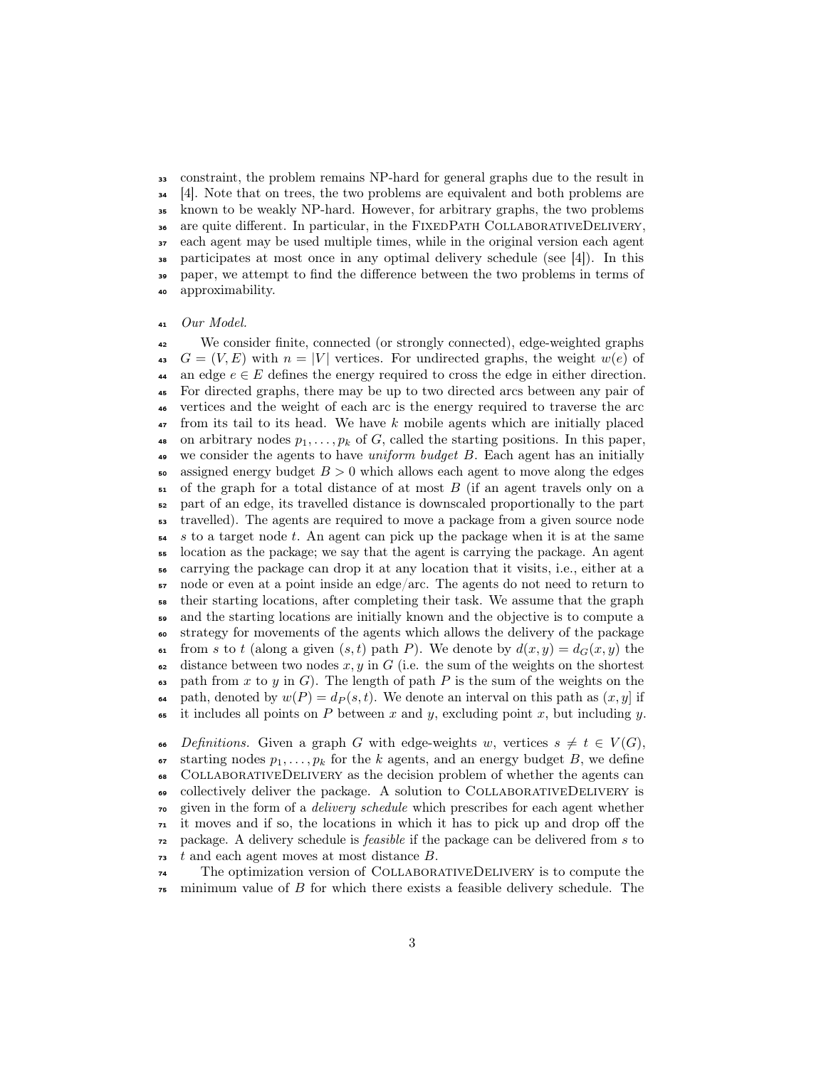constraint, the problem remains NP-hard for general graphs due to the result in [4]. Note that on trees, the two problems are equivalent and both problems are known to be weakly NP-hard. However, for arbitrary graphs, the two problems are quite different. In particular, in the FixedPath CollaborativeDelivery, each agent may be used multiple times, while in the original version each agent participates at most once in any optimal delivery schedule (see [4]). In this paper, we attempt to find the difference between the two problems in terms of approximability.

*Our Model.*

We consider finite, connected (or strongly connected), edge-weighted graphs $G = (V, E)$ with $n = |V|$ vertices. For undirected graphs, the weight $w(e)$ of an edge $e \in E$ defines the energy required to cross the edge in either direction. For directed graphs, there may be up to two directed arcs between any pair of vertices and the weight of each arc is the energy required to traverse the arc from its tail to its head. We have $k$ mobile agents which are initially placed on arbitrary nodes $p_1, \ldots, p_k$ of $G$, called the starting positions. In this paper, we consider the agents to have *uniform budget* $B$. Each agent has an initially assigned energy budget $B > 0$ which allows each agent to move along the edges of the graph for a total distance of at most $B$ (if an agent travels only on a part of an edge, its travelled distance is downscaled proportionally to the part travelled). The agents are required to move a package from a given source node $s$ to a target node $t$. An agent can pick up the package when it is at the same location as the package; we say that the agent is carrying the package. An agent carrying the package can drop it at any location that it visits, i.e., either at a node or even at a point inside an edge/arc. The agents do not need to return to their starting locations, after completing their task. We assume that the graph and the starting locations are initially known and the objective is to compute a strategy for movements of the agents which allows the delivery of the package from $s$ to $t$ (along a given $(s, t)$ path $P$). We denote by $d(x, y) = d_G(x, y)$ the distance between two nodes $x, y$ in $G$ (i.e. the sum of the weights on the shortest path from $x$ to $y$ in $G$). The length of path $P$ is the sum of the weights on the path, denoted by $w(P) = d_P(s, t)$. We denote an interval on this path as $(x, y]$ if it includes all points on $P$ between $x$ and $y$, excluding point $x$, but including $y$.

*Definitions.* Given a graph $G$ with edge-weights $w$, vertices $s \neq t \in V(G)$, starting nodes $p_1, \ldots, p_k$ for the $k$ agents, and an energy budget $B$, we define CollaborativeDelivery as the decision problem of whether the agents can collectively deliver the package. A solution to CollaborativeDelivery is given in the form of a *delivery schedule* which prescribes for each agent whether it moves and if so, the locations in which it has to pick up and drop off the package. A delivery schedule is *feasible* if the package can be delivered from $s$ to $t$ and each agent moves at most distance $B$.

The optimization version of CollaborativeDelivery is to compute the minimum value of $B$ for which there exists a feasible delivery schedule. The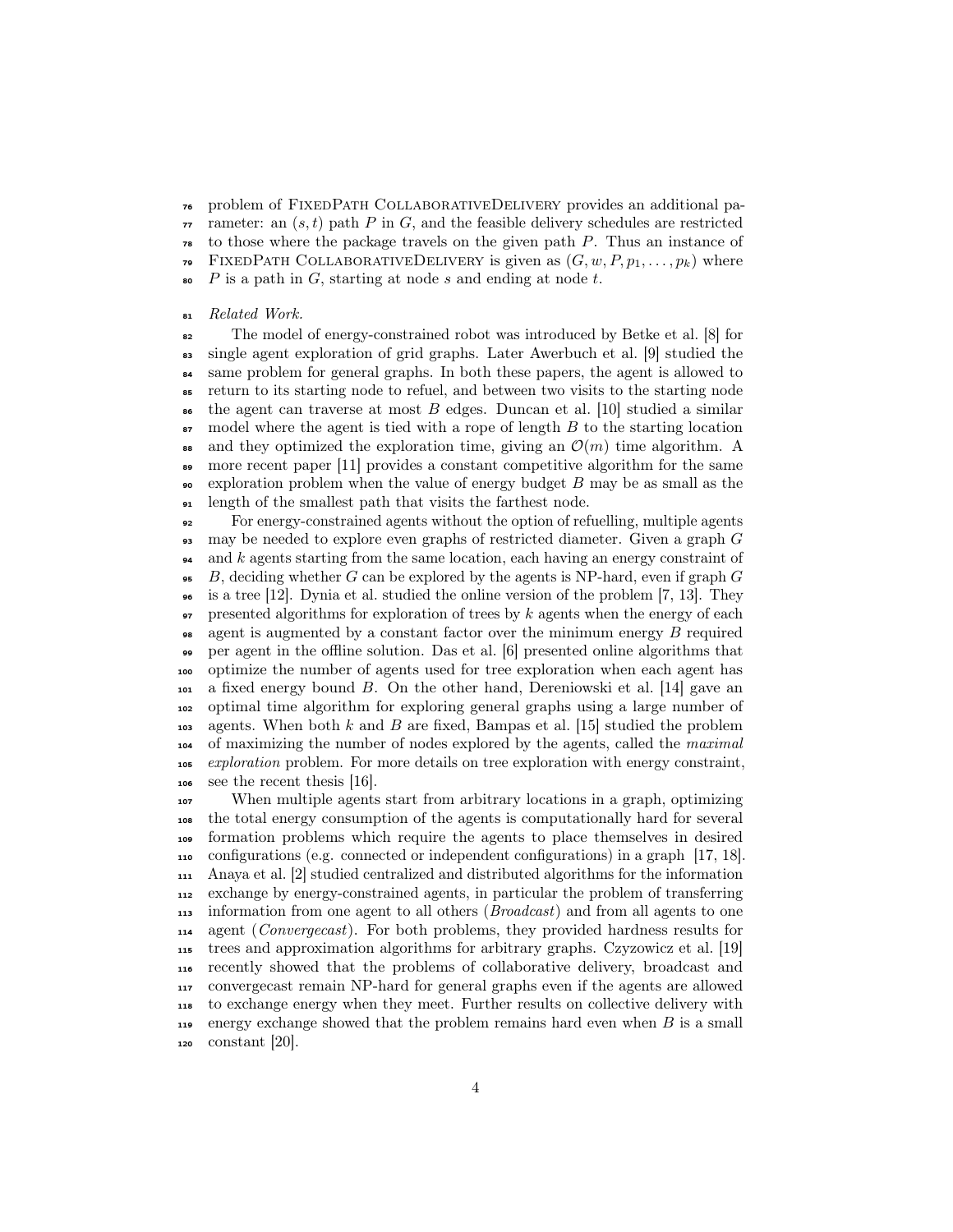problem of FixedPath CollaborativeDelivery provides an additional parameter: an $(s, t)$ path $P$ in $G$, and the feasible delivery schedules are restricted to those where the package travels on the given path $P$. Thus an instance of FixedPath CollaborativeDelivery is given as $(G, w, P, p_1, \ldots, p_k)$ where $P$ is a path in $G$, starting at node $s$ and ending at node $t$.

*Related Work.*

The model of energy-constrained robot was introduced by Betke et al. [8] for single agent exploration of grid graphs. Later Awerbuch et al. [9] studied the same problem for general graphs. In both these papers, the agent is allowed to return to its starting node to refuel, and between two visits to the starting node the agent can traverse at most $B$ edges. Duncan et al. [10] studied a similar model where the agent is tied with a rope of length $B$ to the starting location and they optimized the exploration time, giving an $\mathcal{O}(m)$ time algorithm. A more recent paper [11] provides a constant competitive algorithm for the same exploration problem when the value of energy budget $B$ may be as small as the length of the smallest path that visits the farthest node.

For energy-constrained agents without the option of refuelling, multiple agents may be needed to explore even graphs of restricted diameter. Given a graph $G$ and $k$ agents starting from the same location, each having an energy constraint of $B$, deciding whether $G$ can be explored by the agents is NP-hard, even if graph $G$ is a tree [12]. Dynia et al. studied the online version of the problem [7, 13]. They presented algorithms for exploration of trees by $k$ agents when the energy of each agent is augmented by a constant factor over the minimum energy $B$ required per agent in the offline solution. Das et al. [6] presented online algorithms that optimize the number of agents used for tree exploration when each agent has a fixed energy bound $B$. On the other hand, Dereniowski et al. [14] gave an optimal time algorithm for exploring general graphs using a large number of agents. When both $k$ and $B$ are fixed, Bampas et al. [15] studied the problem of maximizing the number of nodes explored by the agents, called the *maximal exploration* problem. For more details on tree exploration with energy constraint, see the recent thesis [16].

When multiple agents start from arbitrary locations in a graph, optimizing the total energy consumption of the agents is computationally hard for several formation problems which require the agents to place themselves in desired configurations (e.g. connected or independent configurations) in a graph [17, 18]. Anaya et al. [2] studied centralized and distributed algorithms for the information exchange by energy-constrained agents, in particular the problem of transferring information from one agent to all others (*Broadcast*) and from all agents to one agent (*Convergecast*). For both problems, they provided hardness results for trees and approximation algorithms for arbitrary graphs. Czyzowicz et al. [19] recently showed that the problems of collaborative delivery, broadcast and convergecast remain NP-hard for general graphs even if the agents are allowed to exchange energy when they meet. Further results on collective delivery with energy exchange showed that the problem remains hard even when $B$ is a small constant [20].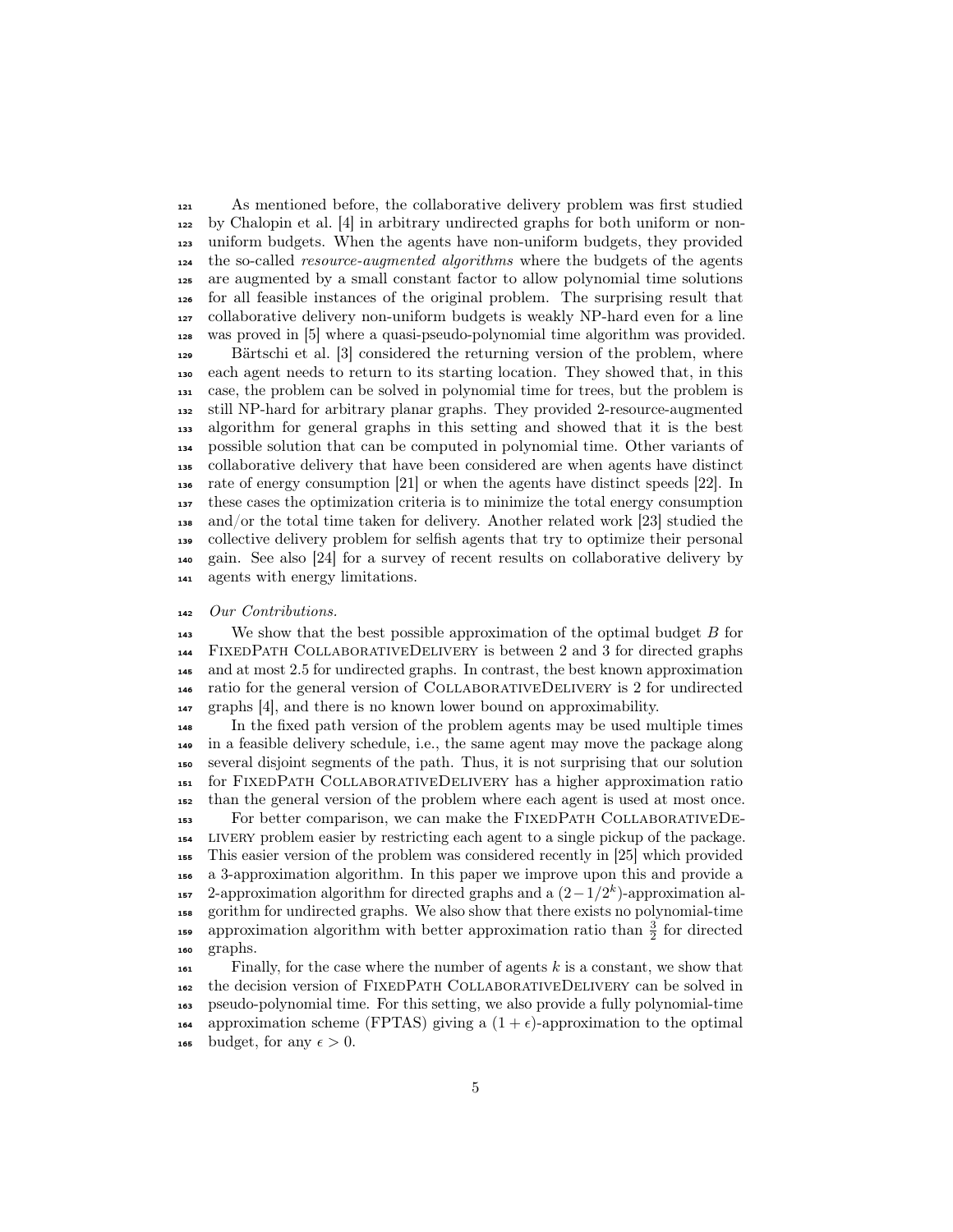As mentioned before, the collaborative delivery problem was first studied by Chalopin et al. [4] in arbitrary undirected graphs for both uniform or non-uniform budgets. When the agents have non-uniform budgets, they provided the so-called *resource-augmented algorithms* where the budgets of the agents are augmented by a small constant factor to allow polynomial time solutions for all feasible instances of the original problem. The surprising result that collaborative delivery non-uniform budgets is weakly NP-hard even for a line was proved in [5] where a quasi-pseudo-polynomial time algorithm was provided.

Bärtschi et al. [3] considered the returning version of the problem, where each agent needs to return to its starting location. They showed that, in this case, the problem can be solved in polynomial time for trees, but the problem is still NP-hard for arbitrary planar graphs. They provided 2-resource-augmented algorithm for general graphs in this setting and showed that it is the best possible solution that can be computed in polynomial time. Other variants of collaborative delivery that have been considered are when agents have distinct rate of energy consumption [21] or when the agents have distinct speeds [22]. In these cases the optimization criteria is to minimize the total energy consumption and/or the total time taken for delivery. Another related work [23] studied the collective delivery problem for selfish agents that try to optimize their personal gain. See also [24] for a survey of recent results on collaborative delivery by agents with energy limitations.

*Our Contributions.*

We show that the best possible approximation of the optimal budget $B$ for FixedPath CollaborativeDelivery is between 2 and 3 for directed graphs and at most 2.5 for undirected graphs. In contrast, the best known approximation ratio for the general version of CollaborativeDelivery is 2 for undirected graphs [4], and there is no known lower bound on approximability.

In the fixed path version of the problem agents may be used multiple times in a feasible delivery schedule, i.e., the same agent may move the package along several disjoint segments of the path. Thus, it is not surprising that our solution for FixedPath CollaborativeDelivery has a higher approximation ratio than the general version of the problem where each agent is used at most once.

For better comparison, we can make the FixedPath CollaborativeDelivery problem easier by restricting each agent to a single pickup of the package. This easier version of the problem was considered recently in [25] which provided a 3-approximation algorithm. In this paper we improve upon this and provide a 2-approximation algorithm for directed graphs and a $(2-1/2^k)$-approximation algorithm for undirected graphs. We also show that there exists no polynomial-time approximation algorithm with better approximation ratio than $\frac{3}{2}$ for directed graphs.

Finally, for the case where the number of agents $k$ is a constant, we show that the decision version of FixedPath CollaborativeDelivery can be solved in pseudo-polynomial time. For this setting, we also provide a fully polynomial-time approximation scheme (FPTAS) giving a $(1+\epsilon)$-approximation to the optimal budget, for any $\epsilon > 0$.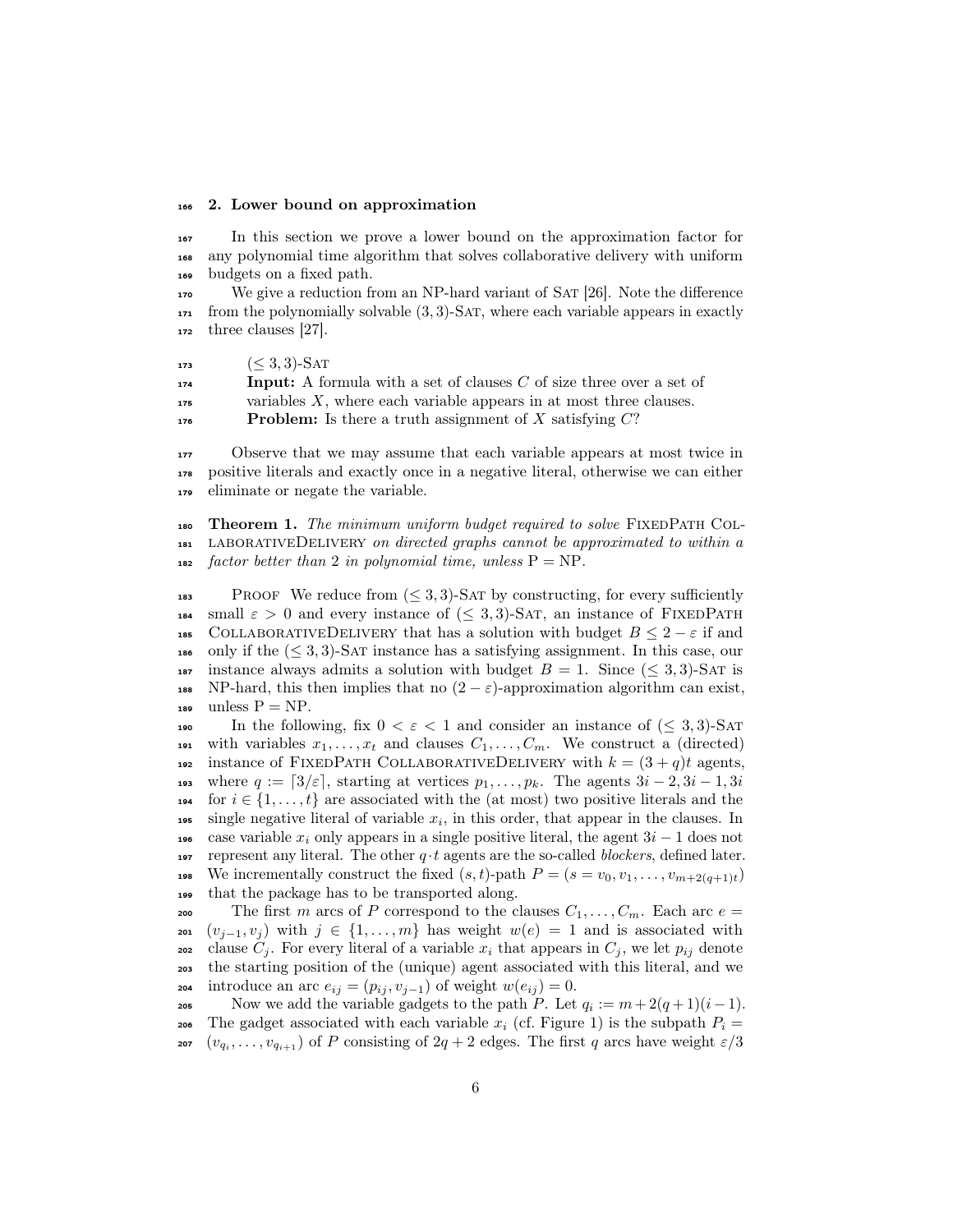## 2. Lower bound on approximation

In this section we prove a lower bound on the approximation factor for any polynomial time algorithm that solves collaborative delivery with uniform budgets on a fixed path.

We give a reduction from an NP-hard variant of SAT [26]. Note the difference from the polynomially solvable $(3,3)$-SAT, where each variable appears in exactly three clauses [27].

> $(\leq 3,3)$-SAT
> **Input:** A formula with a set of clauses $C$ of size three over a set of variables $X$, where each variable appears in at most three clauses.
> **Problem:** Is there a truth assignment of $X$ satisfying $C$?

Observe that we may assume that each variable appears at most twice in positive literals and exactly once in a negative literal, otherwise we can either eliminate or negate the variable.

**Theorem 1.** *The minimum uniform budget required to solve* FIXEDPATH COLLABORATIVEDELIVERY *on directed graphs cannot be approximated to within a factor better than 2 in polynomial time, unless* $\mathrm{P} = \mathrm{NP}$.

PROOF We reduce from $(\leq 3,3)$-SAT by constructing, for every sufficiently small $\varepsilon > 0$ and every instance of $(\leq 3,3)$-SAT, an instance of FIXEDPATH COLLABORATIVEDELIVERY that has a solution with budget $B \leq 2 - \varepsilon$ if and only if the $(\leq 3,3)$-SAT instance has a satisfying assignment. In this case, our instance always admits a solution with budget $B = 1$. Since $(\leq 3,3)$-SAT is NP-hard, this then implies that no $(2-\varepsilon)$-approximation algorithm can exist, unless $\mathrm{P} = \mathrm{NP}$.

In the following, fix $0 < \varepsilon < 1$ and consider an instance of $(\leq 3,3)$-SAT with variables $x_1, \ldots, x_t$ and clauses $C_1, \ldots, C_m$. We construct a (directed) instance of FIXEDPATH COLLABORATIVEDELIVERY with $k = (3+q)t$ agents, where $q := \lceil 3/\varepsilon \rceil$, starting at vertices $p_1, \ldots, p_k$. The agents $3i-2, 3i-1, 3i$ for $i \in \{1, \ldots, t\}$ are associated with the (at most) two positive literals and the single negative literal of variable $x_i$, in this order, that appear in the clauses. In case variable $x_i$ only appears in a single positive literal, the agent $3i-1$ does not represent any literal. The other $q \cdot t$ agents are the so-called *blockers*, defined later. We incrementally construct the fixed $(s,t)$-path $P = (s = v_0, v_1, \ldots, v_{m+2(q+1)t})$ that the package has to be transported along.

The first $m$ arcs of $P$ correspond to the clauses $C_1, \ldots, C_m$. Each arc $e = (v_{j-1}, v_j)$ with $j \in \{1, \ldots, m\}$ has weight $w(e) = 1$ and is associated with clause $C_j$. For every literal of a variable $x_i$ that appears in $C_j$, we let $p_{ij}$ denote the starting position of the (unique) agent associated with this literal, and we introduce an arc $e_{ij} = (p_{ij}, v_{j-1})$ of weight $w(e_{ij}) = 0$.

Now we add the variable gadgets to the path $P$. Let $q_i := m + 2(q+1)(i-1)$. The gadget associated with each variable $x_i$ (cf. Figure 1) is the subpath $P_i = (v_{q_i}, \ldots, v_{q_{i+1}})$ of $P$ consisting of $2q+2$ edges. The first $q$ arcs have weight $\varepsilon/3$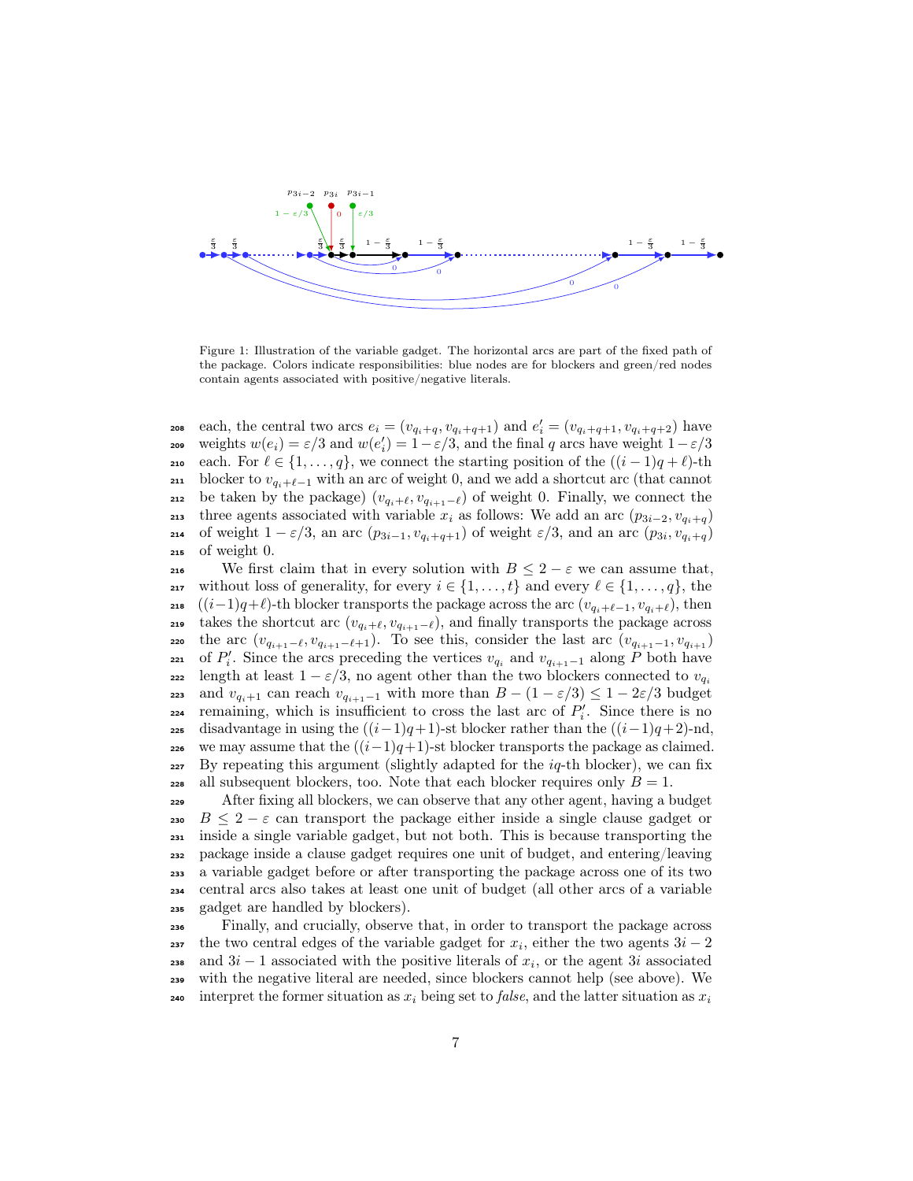Figure 1: Illustration of the variable gadget. The horizontal arcs are part of the fixed path of the package. Colors indicate responsibilities: blue nodes are for blockers and green/red nodes contain agents associated with positive/negative literals.

each, the central two arcs $e_i = (v_{q_i+q}, v_{q_i+q+1})$ and $e_i' = (v_{q_i+q+1}, v_{q_i+q+2})$ have weights $w(e_i) = \varepsilon/3$ and $w(e_i') = 1-\varepsilon/3$, and the final $q$ arcs have weight $1-\varepsilon/3$ each. For $\ell \in \{1,\dots,q\}$, we connect the starting position of the $((i-1)q+\ell)$-th blocker to $v_{q_i+\ell-1}$ with an arc of weight 0, and we add a shortcut arc (that cannot be taken by the package) $(v_{q_i+\ell}, v_{q_{i+1}-\ell})$ of weight 0. Finally, we connect the three agents associated with variable $x_i$ as follows: We add an arc $(p_{3i-2}, v_{q_i+q})$ of weight $1-\varepsilon/3$, an arc $(p_{3i-1}, v_{q_i+q+1})$ of weight $\varepsilon/3$, and an arc $(p_{3i}, v_{q_i+q})$ of weight 0.

We first claim that in every solution with $B \le 2-\varepsilon$ we can assume that, without loss of generality, for every $i \in \{1,\dots,t\}$ and every $\ell \in \{1,\dots,q\}$, the $((i-1)q+\ell)$-th blocker transports the package across the arc $(v_{q_i+\ell-1}, v_{q_i+\ell})$, then takes the shortcut arc $(v_{q_i+\ell}, v_{q_{i+1}-\ell})$, and finally transports the package across the arc $(v_{q_{i+1}-\ell}, v_{q_{i+1}-\ell+1})$. To see this, consider the last arc $(v_{q_{i+1}-1}, v_{q_{i+1}})$ of $P_i'$. Since the arcs preceding the vertices $v_{q_i}$ and $v_{q_{i+1}-1}$ along $P$ both have length at least $1-\varepsilon/3$, no agent other than the two blockers connected to $v_{q_i}$ and $v_{q_i+1}$ can reach $v_{q_{i+1}-1}$ with more than $B-(1-\varepsilon/3) \le 1-2\varepsilon/3$ budget remaining, which is insufficient to cross the last arc of $P_i'$. Since there is no disadvantage in using the $((i-1)q+1)$-st blocker rather than the $((i-1)q+2)$-nd, we may assume that the $((i-1)q+1)$-st blocker transports the package as claimed. By repeating this argument (slightly adapted for the $iq$-th blocker), we can fix all subsequent blockers, too. Note that each blocker requires only $B=1$.

After fixing all blockers, we can observe that any other agent, having a budget $B \le 2-\varepsilon$ can transport the package either inside a single clause gadget or inside a single variable gadget, but not both. This is because transporting the package inside a clause gadget requires one unit of budget, and entering/leaving a variable gadget before or after transporting the package across one of its two central arcs also takes at least one unit of budget (all other arcs of a variable gadget are handled by blockers).

Finally, and crucially, observe that, in order to transport the package across the two central edges of the variable gadget for $x_i$, either the two agents $3i-2$ and $3i-1$ associated with the positive literals of $x_i$, or the agent $3i$ associated with the negative literal are needed, since blockers cannot help (see above). We interpret the former situation as $x_i$ being set to *false*, and the latter situation as $x_i$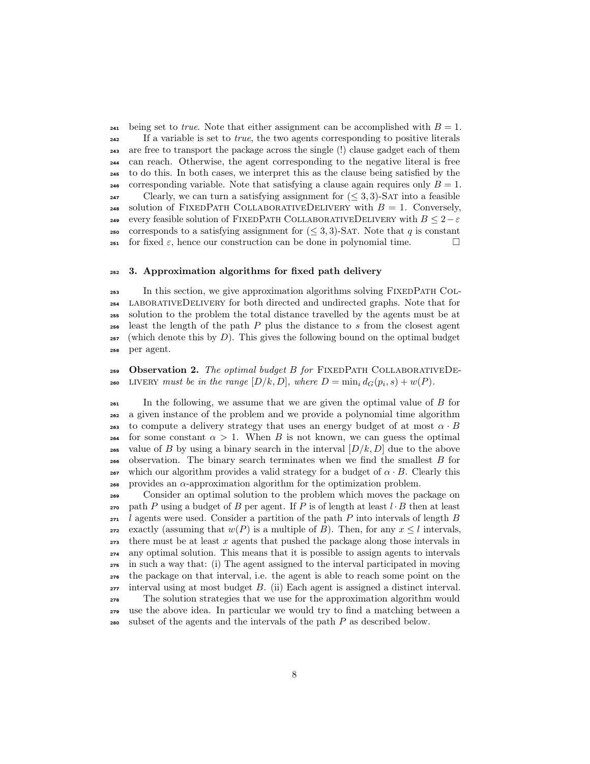being set to *true*. Note that either assignment can be accomplished with $B = 1$.

If a variable is set to *true*, the two agents corresponding to positive literals are free to transport the package across the single (!) clause gadget each of them can reach. Otherwise, the agent corresponding to the negative literal is free to do this. In both cases, we interpret this as the clause being satisfied by the corresponding variable. Note that satisfying a clause again requires only $B = 1$.

Clearly, we can turn a satisfying assignment for $(\leq 3, 3)$-Sat into a feasible solution of FixedPath CollaborativeDelivery with $B = 1$. Conversely, every feasible solution of FixedPath CollaborativeDelivery with $B \leq 2 - \varepsilon$ corresponds to a satisfying assignment for $(\leq 3, 3)$-Sat. Note that $q$ is constant for fixed $\varepsilon$, hence our construction can be done in polynomial time. □

## 3. Approximation algorithms for fixed path delivery

In this section, we give approximation algorithms solving FixedPath CollaborativeDelivery for both directed and undirected graphs. Note that for solution to the problem the total distance travelled by the agents must be at least the length of the path $P$ plus the distance to $s$ from the closest agent (which denote this by $D$). This gives the following bound on the optimal budget per agent.

**Observation 2.** *The optimal budget $B$ for* FixedPath CollaborativeDelivery *must be in the range $[D/k, D]$, where $D = \min_i d_G(p_i, s) + w(P)$.*

In the following, we assume that we are given the optimal value of $B$ for a given instance of the problem and we provide a polynomial time algorithm to compute a delivery strategy that uses an energy budget of at most $\alpha \cdot B$ for some constant $\alpha > 1$. When $B$ is not known, we can guess the optimal value of $B$ by using a binary search in the interval $[D/k, D]$ due to the above observation. The binary search terminates when we find the smallest $B$ for which our algorithm provides a valid strategy for a budget of $\alpha \cdot B$. Clearly this provides an $\alpha$-approximation algorithm for the optimization problem.

Consider an optimal solution to the problem which moves the package on path $P$ using a budget of $B$ per agent. If $P$ is of length at least $l \cdot B$ then at least $l$ agents were used. Consider a partition of the path $P$ into intervals of length $B$ exactly (assuming that $w(P)$ is a multiple of $B$). Then, for any $x \leq l$ intervals, there must be at least $x$ agents that pushed the package along those intervals in any optimal solution. This means that it is possible to assign agents to intervals in such a way that: (i) The agent assigned to the interval participated in moving the package on that interval, i.e. the agent is able to reach some point on the interval using at most budget $B$. (ii) Each agent is assigned a distinct interval.

The solution strategies that we use for the approximation algorithm would use the above idea. In particular we would try to find a matching between a subset of the agents and the intervals of the path $P$ as described below.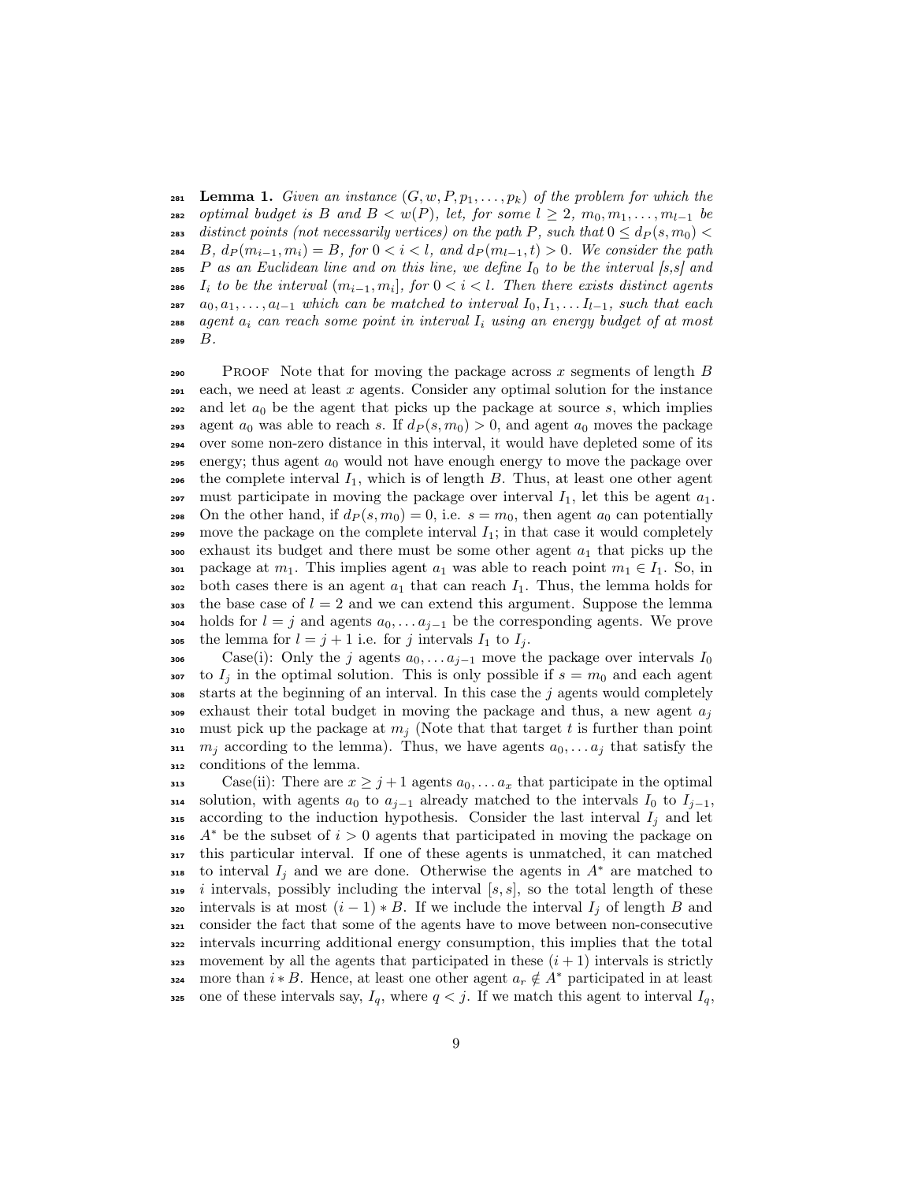**Lemma 1.** *Given an instance $(G, w, P, p_1, \ldots, p_k)$ of the problem for which the optimal budget is $B$ and $B < w(P)$, let, for some $l \geq 2$, $m_0, m_1, \ldots, m_{l-1}$ be distinct points (not necessarily vertices) on the path $P$, such that $0 \leq d_P(s, m_0) < B$, $d_P(m_{i-1}, m_i) = B$, for $0 < i < l$, and $d_P(m_{l-1}, t) > 0$. We consider the path $P$ as an Euclidean line and on this line, we define $I_0$ to be the interval [s,s] and $I_i$ to be the interval $(m_{i-1}, m_i]$, for $0 < i < l$. Then there exists distinct agents $a_0, a_1, \ldots, a_{l-1}$ which can be matched to interval $I_0, I_1, \ldots I_{l-1}$, such that each agent $a_i$ can reach some point in interval $I_i$ using an energy budget of at most $B$.*

Proof Note that for moving the package across $x$ segments of length $B$ each, we need at least $x$ agents. Consider any optimal solution for the instance and let $a_0$ be the agent that picks up the package at source $s$, which implies agent $a_0$ was able to reach $s$. If $d_P(s, m_0) > 0$, and agent $a_0$ moves the package over some non-zero distance in this interval, it would have depleted some of its energy; thus agent $a_0$ would not have enough energy to move the package over the complete interval $I_1$, which is of length $B$. Thus, at least one other agent must participate in moving the package over interval $I_1$, let this be agent $a_1$. On the other hand, if $d_P(s, m_0) = 0$, i.e. $s = m_0$, then agent $a_0$ can potentially move the package on the complete interval $I_1$; in that case it would completely exhaust its budget and there must be some other agent $a_1$ that picks up the package at $m_1$. This implies agent $a_1$ was able to reach point $m_1 \in I_1$. So, in both cases there is an agent $a_1$ that can reach $I_1$. Thus, the lemma holds for the base case of $l = 2$ and we can extend this argument. Suppose the lemma holds for $l = j$ and agents $a_0, \ldots a_{j-1}$ be the corresponding agents. We prove the lemma for $l = j + 1$ i.e. for $j$ intervals $I_1$ to $I_j$.

Case(i): Only the $j$ agents $a_0, \ldots a_{j-1}$ move the package over intervals $I_0$ to $I_j$ in the optimal solution. This is only possible if $s = m_0$ and each agent starts at the beginning of an interval. In this case the $j$ agents would completely exhaust their total budget in moving the package and thus, a new agent $a_j$ must pick up the package at $m_j$ (Note that that target $t$ is further than point $m_j$ according to the lemma). Thus, we have agents $a_0, \ldots a_j$ that satisfy the conditions of the lemma.

Case(ii): There are $x \geq j + 1$ agents $a_0, \ldots a_x$ that participate in the optimal solution, with agents $a_0$ to $a_{j-1}$ already matched to the intervals $I_0$ to $I_{j-1}$, according to the induction hypothesis. Consider the last interval $I_j$ and let $A^*$ be the subset of $i > 0$ agents that participated in moving the package on this particular interval. If one of these agents is unmatched, it can matched to interval $I_j$ and we are done. Otherwise the agents in $A^*$ are matched to $i$ intervals, possibly including the interval $[s, s]$, so the total length of these intervals is at most $(i - 1) * B$. If we include the interval $I_j$ of length $B$ and consider the fact that some of the agents have to move between non-consecutive intervals incurring additional energy consumption, this implies that the total movement by all the agents that participated in these $(i + 1)$ intervals is strictly more than $i * B$. Hence, at least one other agent $a_r \notin A^*$ participated in at least one of these intervals say, $I_q$, where $q < j$. If we match this agent to interval $I_q$,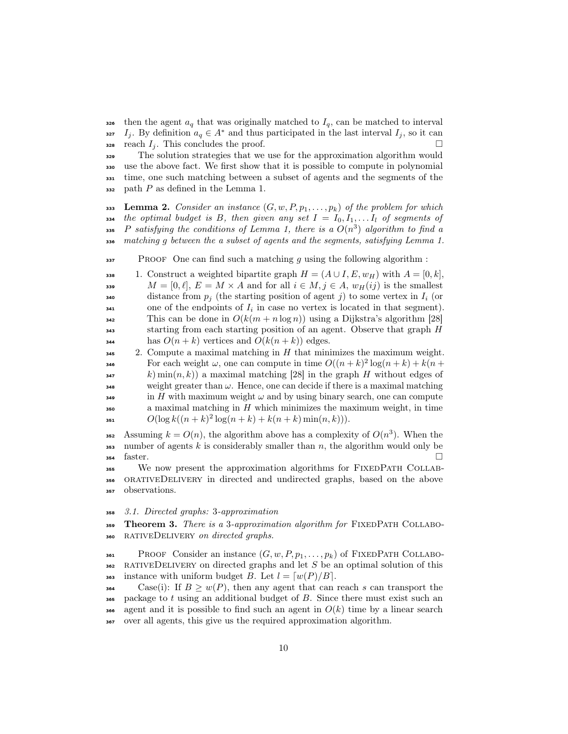then the agent $a_q$ that was originally matched to $I_q$, can be matched to interval $I_j$. By definition $a_q \in A^*$ and thus participated in the last interval $I_j$, so it can reach $I_j$. This concludes the proof. □

The solution strategies that we use for the approximation algorithm would use the above fact. We first show that it is possible to compute in polynomial time, one such matching between a subset of agents and the segments of the path $P$ as defined in the Lemma 1.

**Lemma 2.** *Consider an instance $(G, w, P, p_1, \ldots, p_k)$ of the problem for which the optimal budget is $B$, then given any set $I = I_0, I_1, \ldots I_l$ of segments of $P$ satisfying the conditions of Lemma 1, there is a $O(n^3)$ algorithm to find a matching $g$ between the a subset of agents and the segments, satisfying Lemma 1.*

Proof One can find such a matching $g$ using the following algorithm :

1. Construct a weighted bipartite graph $H = (A \cup I, E, w_H)$ with $A = [0, k]$, $M = [0, \ell]$, $E = M \times A$ and for all $i \in M, j \in A$, $w_H(ij)$ is the smallest distance from $p_j$ (the starting position of agent $j$) to some vertex in $I_i$ (or one of the endpoints of $I_i$ in case no vertex is located in that segment). This can be done in $O(k(m + n \log n))$ using a Dijkstra's algorithm [28] starting from each starting position of an agent. Observe that graph $H$ has $O(n + k)$ vertices and $O(k(n + k))$ edges.
2. Compute a maximal matching in $H$ that minimizes the maximum weight. For each weight $\omega$, one can compute in time $O((n+k)^2 \log(n+k) + k(n+k) \min(n,k))$ a maximal matching [28] in the graph $H$ without edges of weight greater than $\omega$. Hence, one can decide if there is a maximal matching in $H$ with maximum weight $\omega$ and by using binary search, one can compute a maximal matching in $H$ which minimizes the maximum weight, in time $O(\log k((n+k)^2 \log(n+k) + k(n+k) \min(n,k)))$.

Assuming $k = O(n)$, the algorithm above has a complexity of $O(n^3)$. When the number of agents $k$ is considerably smaller than $n$, the algorithm would only be faster. □

We now present the approximation algorithms for FixedPath CollaborativeDelivery in directed and undirected graphs, based on the above observations.

### *3.1. Directed graphs: 3-approximation*

**Theorem 3.** *There is a 3-approximation algorithm for* FixedPath CollaborativeDelivery *on directed graphs.*

Proof Consider an instance $(G, w, P, p_1, \ldots, p_k)$ of FixedPath CollaborativeDelivery on directed graphs and let $S$ be an optimal solution of this instance with uniform budget $B$. Let $l = \lceil w(P)/B \rceil$.

Case(i): If $B \geq w(P)$, then any agent that can reach $s$ can transport the package to $t$ using an additional budget of $B$. Since there must exist such an agent and it is possible to find such an agent in $O(k)$ time by a linear search over all agents, this give us the required approximation algorithm.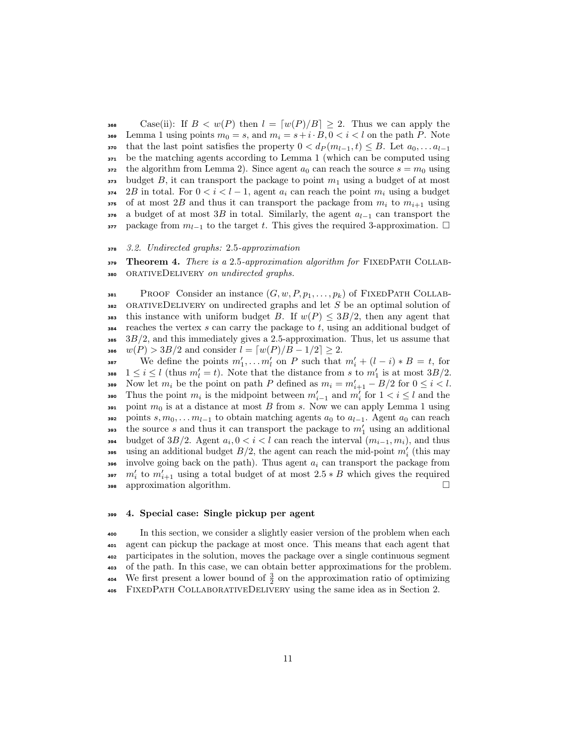Case(ii): If $B < w(P)$ then $l = \lceil w(P)/B \rceil \geq 2$. Thus we can apply the Lemma 1 using points $m_0 = s$, and $m_i = s + i \cdot B, 0 < i < l$ on the path $P$. Note that the last point satisfies the property $0 < d_P(m_{l-1}, t) \leq B$. Let $a_0, \ldots a_{l-1}$ be the matching agents according to Lemma 1 (which can be computed using the algorithm from Lemma 2). Since agent $a_0$ can reach the source $s = m_0$ using budget $B$, it can transport the package to point $m_1$ using a budget of at most $2B$ in total. For $0 < i < l - 1$, agent $a_i$ can reach the point $m_i$ using a budget of at most $2B$ and thus it can transport the package from $m_i$ to $m_{i+1}$ using a budget of at most $3B$ in total. Similarly, the agent $a_{l-1}$ can transport the package from $m_{l-1}$ to the target $t$. This gives the required 3-approximation. □

### 3.2. Undirected graphs: 2.5-approximation

**Theorem 4.** *There is a 2.5-approximation algorithm for* FixedPath CollaborativeDelivery *on undirected graphs.*

Proof Consider an instance $(G, w, P, p_1, \ldots, p_k)$ of FixedPath CollaborativeDelivery on undirected graphs and let $S$ be an optimal solution of this instance with uniform budget $B$. If $w(P) \leq 3B/2$, then any agent that reaches the vertex $s$ can carry the package to $t$, using an additional budget of $3B/2$, and this immediately gives a 2.5-approximation. Thus, let us assume that $w(P) > 3B/2$ and consider $l = \lceil w(P)/B - 1/2 \rceil \geq 2$.

We define the points $m'_1, \ldots m'_l$ on $P$ such that $m'_i + (l - i) * B = t$, for $1 \leq i \leq l$ (thus $m'_l = t$). Note that the distance from $s$ to $m'_1$ is at most $3B/2$. Now let $m_i$ be the point on path $P$ defined as $m_i = m'_{i+1} - B/2$ for $0 \leq i < l$. Thus the point $m_i$ is the midpoint between $m'_{i-1}$ and $m'_i$ for $1 < i \leq l$ and the point $m_0$ is at a distance at most $B$ from $s$. Now we can apply Lemma 1 using points $s, m_0, \ldots m_{l-1}$ to obtain matching agents $a_0$ to $a_{l-1}$. Agent $a_0$ can reach the source $s$ and thus it can transport the package to $m'_1$ using an additional budget of $3B/2$. Agent $a_i, 0 < i < l$ can reach the interval $(m_{i-1}, m_i)$, and thus using an additional budget $B/2$, the agent can reach the mid-point $m'_i$ (this may involve going back on the path). Thus agent $a_i$ can transport the package from $m'_i$ to $m'_{i+1}$ using a total budget of at most $2.5 * B$ which gives the required approximation algorithm. □

## 4. Special case: Single pickup per agent

In this section, we consider a slightly easier version of the problem when each agent can pickup the package at most once. This means that each agent that participates in the solution, moves the package over a single continuous segment of the path. In this case, we can obtain better approximations for the problem. We first present a lower bound of $\frac{3}{2}$ on the approximation ratio of optimizing FixedPath CollaborativeDelivery using the same idea as in Section 2.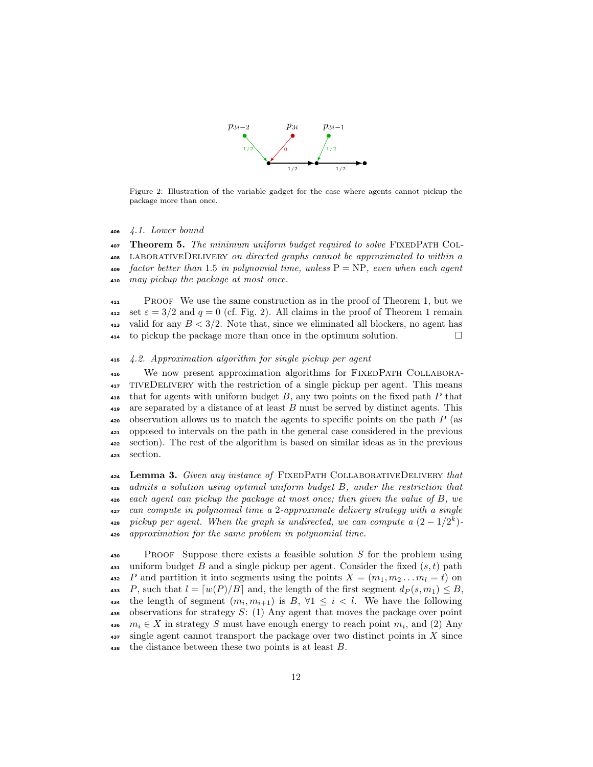Figure 2: Illustration of the variable gadget for the case where agents cannot pickup the package more than once.

### 4.1. Lower bound

**Theorem 5.** *The minimum uniform budget required to solve* FixedPath CollaborativeDelivery *on directed graphs cannot be approximated to within a factor better than* 1.5 *in polynomial time, unless* P = NP*, even when each agent may pickup the package at most once.*

Proof We use the same construction as in the proof of Theorem 1, but we set $\varepsilon = 3/2$ and $q = 0$ (cf. Fig. 2). All claims in the proof of Theorem 1 remain valid for any $B < 3/2$. Note that, since we eliminated all blockers, no agent has to pickup the package more than once in the optimum solution. □

### 4.2. Approximation algorithm for single pickup per agent

We now present approximation algorithms for FixedPath CollaborativeDelivery with the restriction of a single pickup per agent. This means that for agents with uniform budget $B$, any two points on the fixed path $P$ that are separated by a distance of at least $B$ must be served by distinct agents. This observation allows us to match the agents to specific points on the path $P$ (as opposed to intervals on the path in the general case considered in the previous section). The rest of the algorithm is based on similar ideas as in the previous section.

**Lemma 3.** *Given any instance of* FixedPath CollaborativeDelivery *that admits a solution using optimal uniform budget $B$, under the restriction that each agent can pickup the package at most once; then given the value of $B$, we can compute in polynomial time a 2-approximate delivery strategy with a single pickup per agent. When the graph is undirected, we can compute a $(2 - 1/2^k)$-approximation for the same problem in polynomial time.*

Proof Suppose there exists a feasible solution $S$ for the problem using uniform budget $B$ and a single pickup per agent. Consider the fixed $(s, t)$ path $P$ and partition it into segments using the points $X = (m_1, m_2 \ldots m_l = t)$ on $P$, such that $l = \lceil w(P)/B \rceil$ and, the length of the first segment $d_P(s, m_1) \leq B$, the length of segment $(m_i, m_{i+1})$ is $B$, $\forall 1 \leq i < l$. We have the following observations for strategy $S$: (1) Any agent that moves the package over point $m_i \in X$ in strategy $S$ must have enough energy to reach point $m_i$, and (2) Any single agent cannot transport the package over two distinct points in $X$ since the distance between these two points is at least $B$.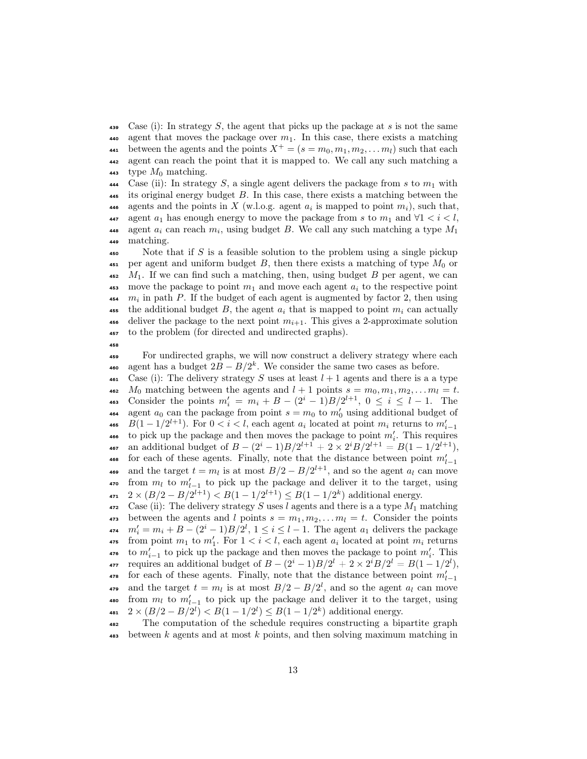Case (i): In strategy $S$, the agent that picks up the package at $s$ is not the same agent that moves the package over $m_1$. In this case, there exists a matching between the agents and the points $X^+ = (s = m_0, m_1, m_2, \ldots m_l)$ such that each agent can reach the point that it is mapped to. We call any such matching a type $M_0$ matching.

Case (ii): In strategy $S$, a single agent delivers the package from $s$ to $m_1$ with its original energy budget $B$. In this case, there exists a matching between the agents and the points in $X$ (w.l.o.g. agent $a_i$ is mapped to point $m_i$), such that, agent $a_1$ has enough energy to move the package from $s$ to $m_1$ and $\forall 1 < i < l$, agent $a_i$ can reach $m_i$, using budget $B$. We call any such matching a type $M_1$ matching.

Note that if $S$ is a feasible solution to the problem using a single pickup per agent and uniform budget $B$, then there exists a matching of type $M_0$ or $M_1$. If we can find such a matching, then, using budget $B$ per agent, we can move the package to point $m_1$ and move each agent $a_i$ to the respective point $m_i$ in path $P$. If the budget of each agent is augmented by factor 2, then using the additional budget $B$, the agent $a_i$ that is mapped to point $m_i$ can actually deliver the package to the next point $m_{i+1}$. This gives a 2-approximate solution to the problem (for directed and undirected graphs).

For undirected graphs, we will now construct a delivery strategy where each agent has a budget $2B - B/2^k$. We consider the same two cases as before.

Case (i): The delivery strategy $S$ uses at least $l + 1$ agents and there is a a type $M_0$ matching between the agents and $l + 1$ points $s = m_0, m_1, m_2, \ldots m_l = t$. Consider the points $m'_i = m_i + B - (2^i - 1)B/2^{l+1}$, $0 \le i \le l - 1$. The agent $a_0$ can the package from point $s = m_0$ to $m'_0$ using additional budget of $B(1 - 1/2^{l+1})$. For $0 < i < l$, each agent $a_i$ located at point $m_i$ returns to $m'_{i-1}$ to pick up the package and then moves the package to point $m'_i$. This requires an additional budget of $B - (2^i - 1)B/2^{l+1} + 2 \times 2^i B/2^{l+1} = B(1 - 1/2^{l+1})$, for each of these agents. Finally, note that the distance between point $m'_{l-1}$ and the target $t = m_l$ is at most $B/2 - B/2^{l+1}$, and so the agent $a_l$ can move from $m_l$ to $m'_{l-1}$ to pick up the package and deliver it to the target, using $2 \times (B/2 - B/2^{l+1}) < B(1 - 1/2^{l+1}) \le B(1 - 1/2^k)$ additional energy.

Case (ii): The delivery strategy $S$ uses $l$ agents and there is a a type $M_1$ matching between the agents and $l$ points $s = m_1, m_2, \ldots m_l = t$. Consider the points $m'_i = m_i + B - (2^i - 1)B/2^l$, $1 \le i \le l - 1$. The agent $a_1$ delivers the package from point $m_1$ to $m'_1$. For $1 < i < l$, each agent $a_i$ located at point $m_i$ returns to $m'_{i-1}$ to pick up the package and then moves the package to point $m'_i$. This requires an additional budget of $B - (2^i - 1)B/2^l + 2 \times 2^i B/2^l = B(1 - 1/2^l)$, for each of these agents. Finally, note that the distance between point $m'_{l-1}$ and the target $t = m_l$ is at most $B/2 - B/2^l$, and so the agent $a_l$ can move from $m_l$ to $m'_{l-1}$ to pick up the package and deliver it to the target, using $2 \times (B/2 - B/2^l) < B(1 - 1/2^l) \le B(1 - 1/2^k)$ additional energy.

The computation of the schedule requires constructing a bipartite graph between $k$ agents and at most $k$ points, and then solving maximum matching in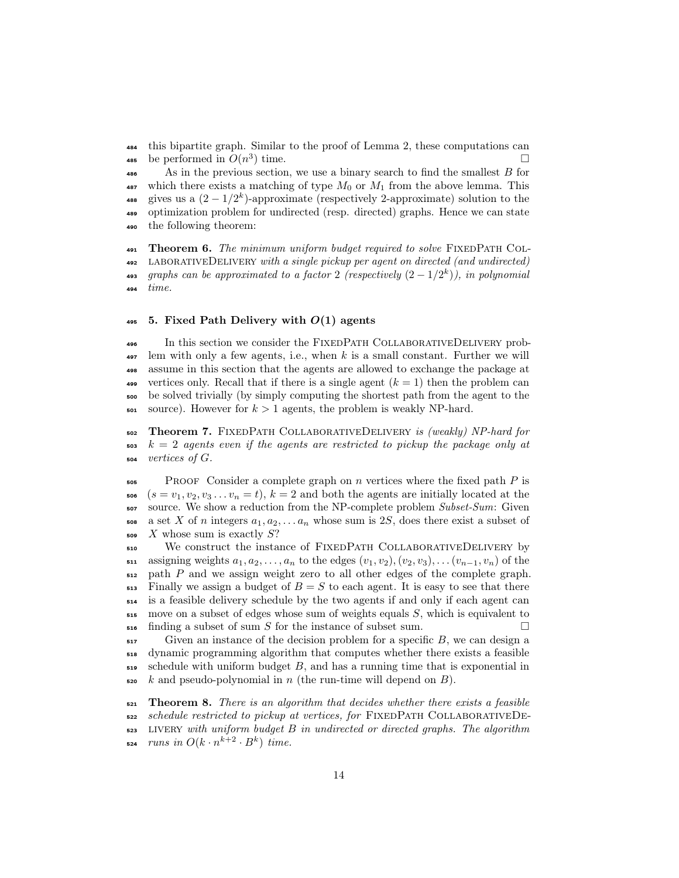this bipartite graph. Similar to the proof of Lemma 2, these computations can be performed in $O(n^3)$ time. □

As in the previous section, we use a binary search to find the smallest $B$ for which there exists a matching of type $M_0$ or $M_1$ from the above lemma. This gives us a $(2 - 1/2^k)$-approximate (respectively 2-approximate) solution to the optimization problem for undirected (resp. directed) graphs. Hence we can state the following theorem:

**Theorem 6.** *The minimum uniform budget required to solve* FixedPath CollaborativeDelivery *with a single pickup per agent on directed (and undirected) graphs can be approximated to a factor 2 (respectively $(2 - 1/2^k)$), in polynomial time.*

## 5. Fixed Path Delivery with $O(1)$ agents

In this section we consider the FixedPath CollaborativeDelivery problem with only a few agents, i.e., when $k$ is a small constant. Further we will assume in this section that the agents are allowed to exchange the package at vertices only. Recall that if there is a single agent ($k = 1$) then the problem can be solved trivially (by simply computing the shortest path from the agent to the source). However for $k > 1$ agents, the problem is weakly NP-hard.

**Theorem 7.** FixedPath CollaborativeDelivery *is (weakly) NP-hard for $k = 2$ agents even if the agents are restricted to pickup the package only at vertices of $G$.*

Proof Consider a complete graph on $n$ vertices where the fixed path $P$ is $(s = v_1, v_2, v_3 \dots v_n = t)$, $k = 2$ and both the agents are initially located at the source. We show a reduction from the NP-complete problem *Subset-Sum*: Given a set $X$ of $n$ integers $a_1, a_2, \dots a_n$ whose sum is $2S$, does there exist a subset of $X$ whose sum is exactly $S$?

We construct the instance of FixedPath CollaborativeDelivery by assigning weights $a_1, a_2, \dots, a_n$ to the edges $(v_1, v_2), (v_2, v_3), \dots (v_{n-1}, v_n)$ of the path $P$ and we assign weight zero to all other edges of the complete graph. Finally we assign a budget of $B = S$ to each agent. It is easy to see that there is a feasible delivery schedule by the two agents if and only if each agent can move on a subset of edges whose sum of weights equals $S$, which is equivalent to finding a subset of sum $S$ for the instance of subset sum. □

Given an instance of the decision problem for a specific $B$, we can design a dynamic programming algorithm that computes whether there exists a feasible schedule with uniform budget $B$, and has a running time that is exponential in $k$ and pseudo-polynomial in $n$ (the run-time will depend on $B$).

**Theorem 8.** *There is an algorithm that decides whether there exists a feasible schedule restricted to pickup at vertices, for* FixedPath CollaborativeDelivery *with uniform budget $B$ in undirected or directed graphs. The algorithm runs in $O(k \cdot n^{k+2} \cdot B^k)$ time.*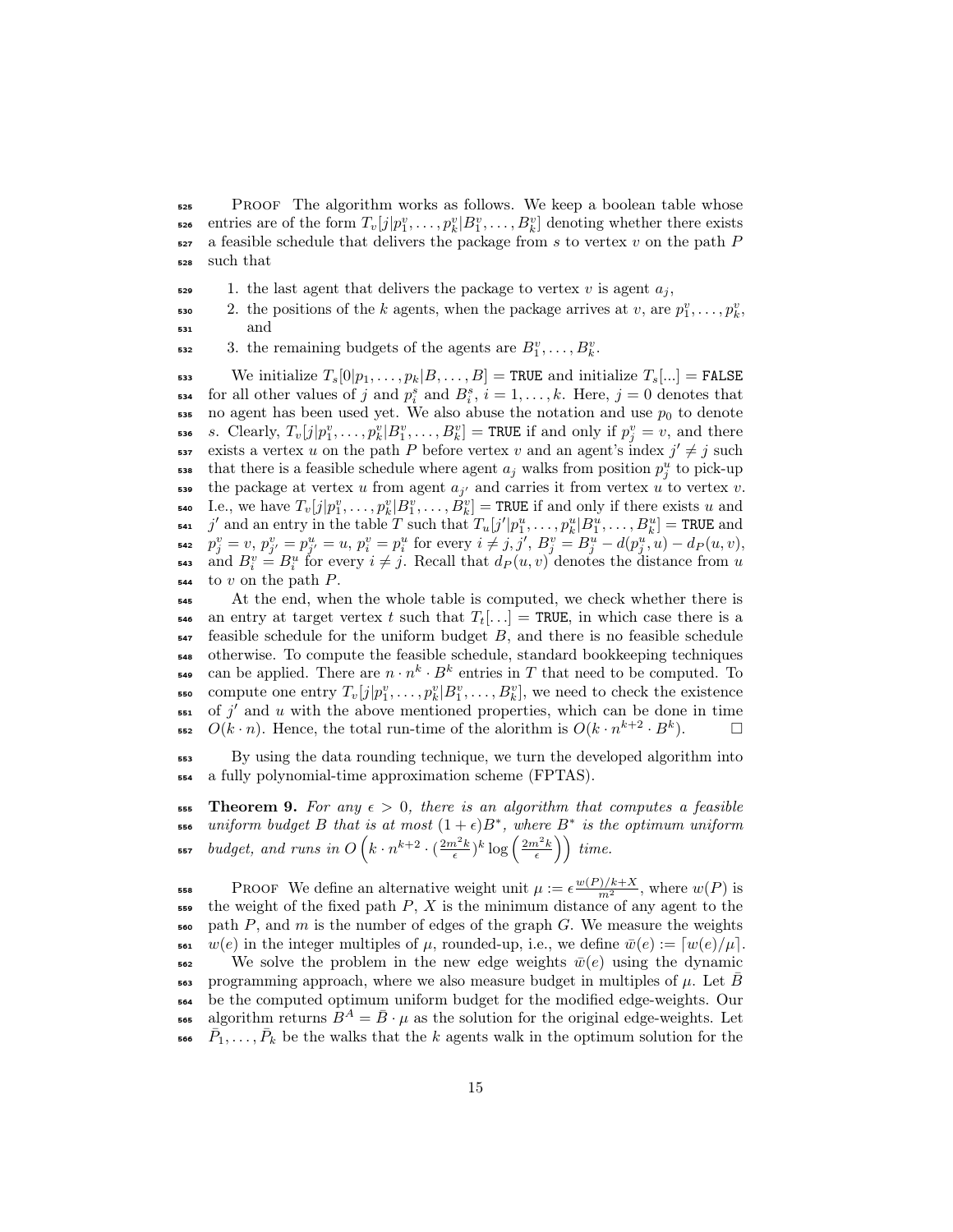PROOF The algorithm works as follows. We keep a boolean table whose entries are of the form $T_v[j|p_1^v, \ldots, p_k^v|B_1^v, \ldots, B_k^v]$ denoting whether there exists a feasible schedule that delivers the package from $s$ to vertex $v$ on the path $P$ such that

1. the last agent that delivers the package to vertex $v$ is agent $a_j$,
2. the positions of the $k$ agents, when the package arrives at $v$, are $p_1^v, \ldots, p_k^v$, and
3. the remaining budgets of the agents are $B_1^v, \ldots, B_k^v$.

We initialize $T_s[0|p_1, \ldots, p_k|B, \ldots, B] = \texttt{TRUE}$ and initialize $T_s[\ldots] = \texttt{FALSE}$ for all other values of $j$ and $p_i^s$ and $B_i^s$, $i = 1, \ldots, k$. Here, $j = 0$ denotes that no agent has been used yet. We also abuse the notation and use $p_0$ to denote $s$. Clearly, $T_v[j|p_1^v, \ldots, p_k^v|B_1^v, \ldots, B_k^v] = \texttt{TRUE}$ if and only if $p_j^v = v$, and there exists a vertex $u$ on the path $P$ before vertex $v$ and an agent's index $j' \neq j$ such that there is a feasible schedule where agent $a_j$ walks from position $p_j^u$ to pick-up the package at vertex $u$ from agent $a_{j'}$ and carries it from vertex $u$ to vertex $v$. I.e., we have $T_v[j|p_1^v, \ldots, p_k^v|B_1^v, \ldots, B_k^v] = \texttt{TRUE}$ if and only if there exists $u$ and $j'$ and an entry in the table $T$ such that $T_u[j'|p_1^u, \ldots, p_k^u|B_1^u, \ldots, B_k^u] = \texttt{TRUE}$ and $p_j^v = v$, $p_{j'}^v = p_{j'}^u = u$, $p_i^v = p_i^u$ for every $i \neq j, j'$, $B_j^v = B_j^u - d(p_j^u, u) - d_P(u, v)$, and $B_i^v = B_i^u$ for every $i \neq j$. Recall that $d_P(u, v)$ denotes the distance from $u$ to $v$ on the path $P$.

At the end, when the whole table is computed, we check whether there is an entry at target vertex $t$ such that $T_t[\ldots] = \texttt{TRUE}$, in which case there is a feasible schedule for the uniform budget $B$, and there is no feasible schedule otherwise. To compute the feasible schedule, standard bookkeeping techniques can be applied. There are $n \cdot n^k \cdot B^k$ entries in $T$ that need to be computed. To compute one entry $T_v[j|p_1^v, \ldots, p_k^v|B_1^v, \ldots, B_k^v]$, we need to check the existence of $j'$ and $u$ with the above mentioned properties, which can be done in time $O(k \cdot n)$. Hence, the total run-time of the alorithm is $O(k \cdot n^{k+2} \cdot B^k)$. □

By using the data rounding technique, we turn the developed algorithm into a fully polynomial-time approximation scheme (FPTAS).

**Theorem 9.** *For any $\epsilon > 0$, there is an algorithm that computes a feasible uniform budget $B$ that is at most $(1+\epsilon)B^*$, where $B^*$ is the optimum uniform budget, and runs in $O\left(k \cdot n^{k+2} \cdot (\frac{2m^2k}{\epsilon})^k \log\left(\frac{2m^2k}{\epsilon}\right)\right)$ time.*

PROOF We define an alternative weight unit $\mu := \epsilon \frac{w(P)/k+X}{m^2}$, where $w(P)$ is the weight of the fixed path $P$, $X$ is the minimum distance of any agent to the path $P$, and $m$ is the number of edges of the graph $G$. We measure the weights $w(e)$ in the integer multiples of $\mu$, rounded-up, i.e., we define $\bar{w}(e) := \lceil w(e)/\mu \rceil$.

We solve the problem in the new edge weights $\bar{w}(e)$ using the dynamic programming approach, where we also measure budget in multiples of $\mu$. Let $\bar{B}$ be the computed optimum uniform budget for the modified edge-weights. Our algorithm returns $B^A = \bar{B} \cdot \mu$ as the solution for the original edge-weights. Let $\bar{P}_1, \ldots, \bar{P}_k$ be the walks that the $k$ agents walk in the optimum solution for the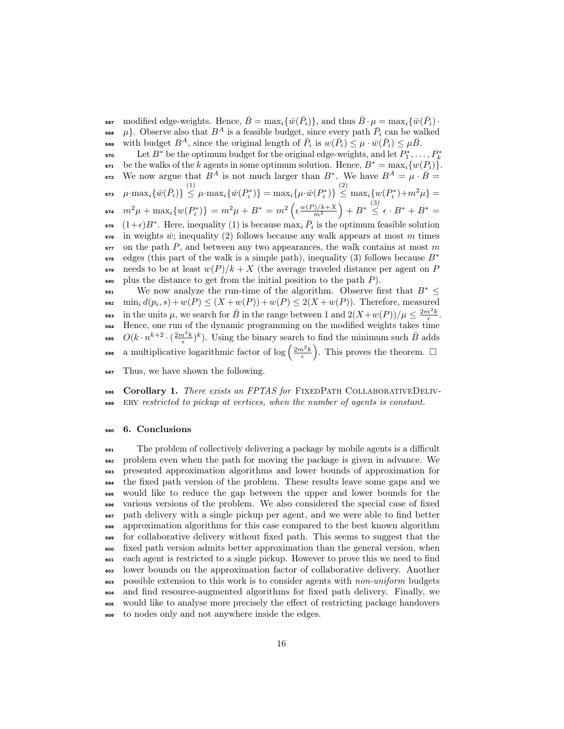modified edge-weights. Hence, $\bar{B} = \max_i\{\bar{w}(\bar{P}_i)\}$, and thus $\bar{B} \cdot \mu = \max_i\{\bar{w}(\bar{P}_i) \cdot \mu\}$. Observe also that $B^A$ is a feasible budget, since every path $\bar{P}_i$ can be walked with budget $B^A$, since the original length of $\bar{P}_i$ is $w(\bar{P}_i) \leq \mu \cdot \bar{w}(\bar{P}_i) \leq \mu\bar{B}$.

Let $B^*$ be the optimum budget for the original edge-weights, and let $P_1^*, \ldots, P_k^*$ be the walks of the $k$ agents in some optimum solution. Hence, $B^* = \max_i\{w(P_i)\}$. We now argue that $B^A$ is not much larger than $B^*$. We have $B^A = \mu \cdot \bar{B} = \mu \cdot \max_i\{\bar{w}(\bar{P}_i)\} \overset{(1)}{\leq} \mu \cdot \max_i\{\bar{w}(P_i^*)\} = \max_i\{\mu \cdot \bar{w}(P_i^*)\} \overset{(2)}{\leq} \max_i\{w(P_i^*) + m^2\mu\} = m^2\mu + \max_i\{w(P_i^*)\} = m^2\mu + B^* = m^2\left(\epsilon \frac{w(P)/k+X}{m^2}\right) + B^* \overset{(3)}{\leq} \epsilon \cdot B^* + B^* = (1+\epsilon)B^*$. Here, inequality (1) is because $\max_i \bar{P}_i$ is the optimum feasible solution in weights $\bar{w}$; inequality (2) follows because any walk appears at most $m$ times on the path $P$, and between any two appearances, the walk contains at most $m$ edges (this part of the walk is a simple path), inequality (3) follows because $B^*$ needs to be at least $w(P)/k + X$ (the average traveled distance per agent on $P$ plus the distance to get from the initial position to the path $P$).

We now analyze the run-time of the algorithm. Observe first that $B^* \leq \min_i d(p_i, s) + w(P) \leq (X + w(P)) + w(P) \leq 2(X + w(P))$. Therefore, measured in the units $\mu$, we search for $\bar{B}$ in the range between 1 and $2(X+w(P))/\mu \leq \frac{2m^2k}{\epsilon}$. Hence, one run of the dynamic programming on the modified weights takes time $O(k \cdot n^{k+2} \cdot (\frac{2m^2k}{\epsilon})^k)$. Using the binary search to find the minimum such $\bar{B}$ adds a multiplicative logarithmic factor of $\log\left(\frac{2m^2k}{\epsilon}\right)$. This proves the theorem. $\square$

Thus, we have shown the following.

**Corollary 1.** *There exists an FPTAS for* FixedPath CollaborativeDelivery *restricted to pickup at vertices, when the number of agents is constant.*

## 6. Conclusions

The problem of collectively delivering a package by mobile agents is a difficult problem even when the path for moving the package is given in advance. We presented approximation algorithms and lower bounds of approximation for the fixed path version of the problem. These results leave some gaps and we would like to reduce the gap between the upper and lower bounds for the various versions of the problem. We also considered the special case of fixed path delivery with a single pickup per agent, and we were able to find better approximation algorithms for this case compared to the best known algorithm for collaborative delivery without fixed path. This seems to suggest that the fixed path version admits better approximation than the general version, when each agent is restricted to a single pickup. However to prove this we need to find lower bounds on the approximation factor of collaborative delivery. Another possible extension to this work is to consider agents with *non-uniform* budgets and find resource-augmented algorithms for fixed path delivery. Finally, we would like to analyse more precisely the effect of restricting package handovers to nodes only and not anywhere inside the edges.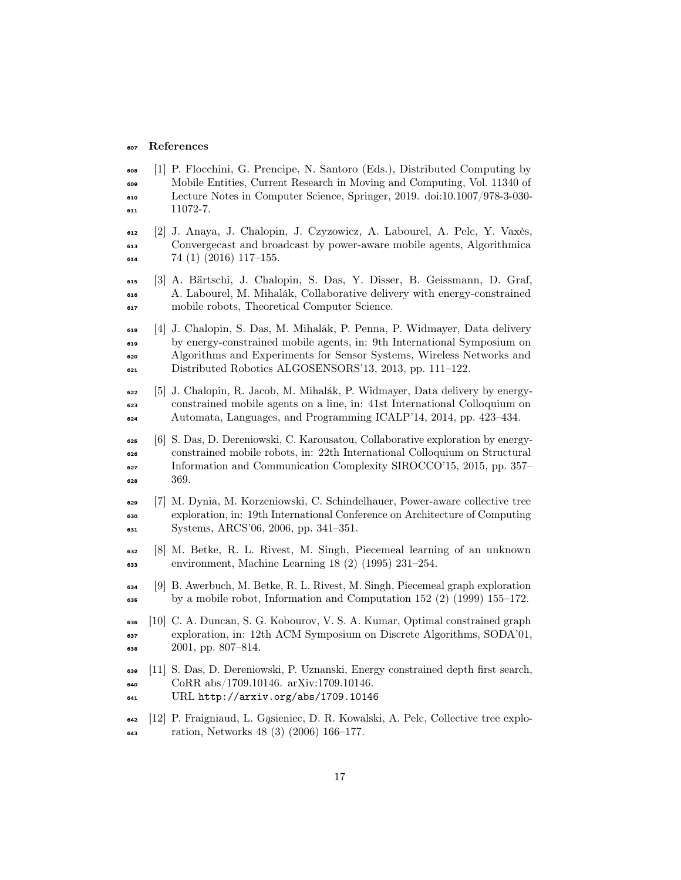## References

[1] P. Flocchini, G. Prencipe, N. Santoro (Eds.), Distributed Computing by Mobile Entities, Current Research in Moving and Computing, Vol. 11340 of Lecture Notes in Computer Science, Springer, 2019. doi:10.1007/978-3-030-11072-7.

[2] J. Anaya, J. Chalopin, J. Czyzowicz, A. Labourel, A. Pelc, Y. Vaxès, Convergecast and broadcast by power-aware mobile agents, Algorithmica 74 (1) (2016) 117–155.

[3] A. Bärtschi, J. Chalopin, S. Das, Y. Disser, B. Geissmann, D. Graf, A. Labourel, M. Mihalák, Collaborative delivery with energy-constrained mobile robots, Theoretical Computer Science.

[4] J. Chalopin, S. Das, M. Mihalák, P. Penna, P. Widmayer, Data delivery by energy-constrained mobile agents, in: 9th International Symposium on Algorithms and Experiments for Sensor Systems, Wireless Networks and Distributed Robotics ALGOSENSORS'13, 2013, pp. 111–122.

[5] J. Chalopin, R. Jacob, M. Mihalák, P. Widmayer, Data delivery by energy-constrained mobile agents on a line, in: 41st International Colloquium on Automata, Languages, and Programming ICALP'14, 2014, pp. 423–434.

[6] S. Das, D. Dereniowski, C. Karousatou, Collaborative exploration by energy-constrained mobile robots, in: 22th International Colloquium on Structural Information and Communication Complexity SIROCCO'15, 2015, pp. 357–369.

[7] M. Dynia, M. Korzeniowski, C. Schindelhauer, Power-aware collective tree exploration, in: 19th International Conference on Architecture of Computing Systems, ARCS'06, 2006, pp. 341–351.

[8] M. Betke, R. L. Rivest, M. Singh, Piecemeal learning of an unknown environment, Machine Learning 18 (2) (1995) 231–254.

[9] B. Awerbuch, M. Betke, R. L. Rivest, M. Singh, Piecemeal graph exploration by a mobile robot, Information and Computation 152 (2) (1999) 155–172.

[10] C. A. Duncan, S. G. Kobourov, V. S. A. Kumar, Optimal constrained graph exploration, in: 12th ACM Symposium on Discrete Algorithms, SODA'01, 2001, pp. 807–814.

[11] S. Das, D. Dereniowski, P. Uznanski, Energy constrained depth first search, CoRR abs/1709.10146. arXiv:1709.10146.
URL http://arxiv.org/abs/1709.10146

[12] P. Fraigniaud, L. Gąsieniec, D. R. Kowalski, A. Pelc, Collective tree exploration, Networks 48 (3) (2006) 166–177.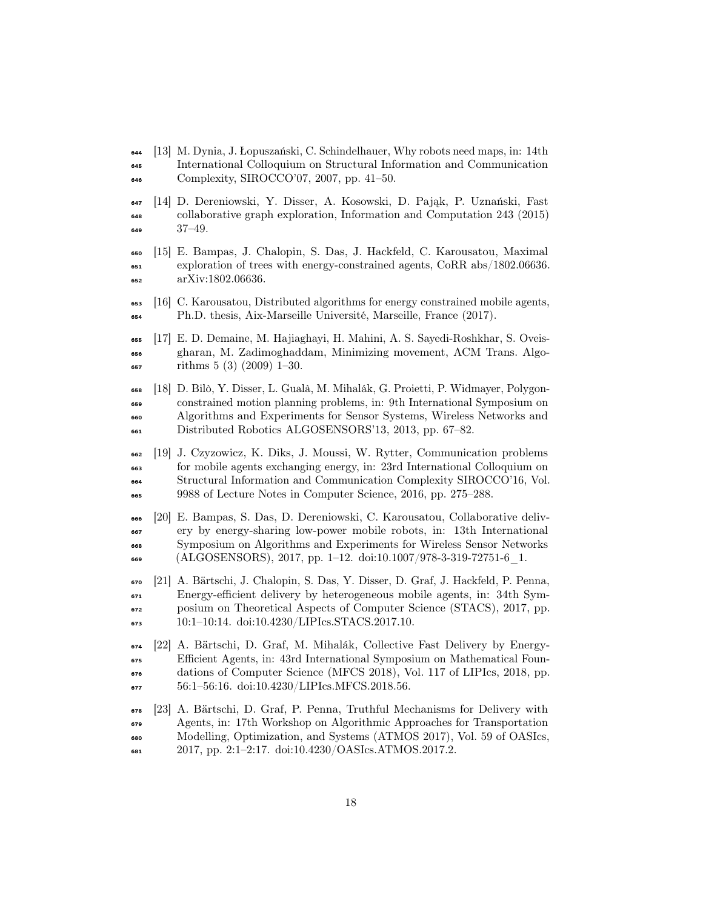[13] M. Dynia, J. Łopuszański, C. Schindelhauer, Why robots need maps, in: 14th International Colloquium on Structural Information and Communication Complexity, SIROCCO'07, 2007, pp. 41–50.

[14] D. Dereniowski, Y. Disser, A. Kosowski, D. Pająk, P. Uznański, Fast collaborative graph exploration, Information and Computation 243 (2015) 37–49.

[15] E. Bampas, J. Chalopin, S. Das, J. Hackfeld, C. Karousatou, Maximal exploration of trees with energy-constrained agents, CoRR abs/1802.06636. arXiv:1802.06636.

[16] C. Karousatou, Distributed algorithms for energy constrained mobile agents, Ph.D. thesis, Aix-Marseille Université, Marseille, France (2017).

[17] E. D. Demaine, M. Hajiaghayi, H. Mahini, A. S. Sayedi-Roshkhar, S. Oveisgharan, M. Zadimoghaddam, Minimizing movement, ACM Trans. Algorithms 5 (3) (2009) 1–30.

[18] D. Bilò, Y. Disser, L. Gualà, M. Mihalák, G. Proietti, P. Widmayer, Polygon-constrained motion planning problems, in: 9th International Symposium on Algorithms and Experiments for Sensor Systems, Wireless Networks and Distributed Robotics ALGOSENSORS'13, 2013, pp. 67–82.

[19] J. Czyzowicz, K. Diks, J. Moussi, W. Rytter, Communication problems for mobile agents exchanging energy, in: 23rd International Colloquium on Structural Information and Communication Complexity SIROCCO'16, Vol. 9988 of Lecture Notes in Computer Science, 2016, pp. 275–288.

[20] E. Bampas, S. Das, D. Dereniowski, C. Karousatou, Collaborative delivery by energy-sharing low-power mobile robots, in: 13th International Symposium on Algorithms and Experiments for Wireless Sensor Networks (ALGOSENSORS), 2017, pp. 1–12. doi:10.1007/978-3-319-72751-6_1.

[21] A. Bärtschi, J. Chalopin, S. Das, Y. Disser, D. Graf, J. Hackfeld, P. Penna, Energy-efficient delivery by heterogeneous mobile agents, in: 34th Symposium on Theoretical Aspects of Computer Science (STACS), 2017, pp. 10:1–10:14. doi:10.4230/LIPIcs.STACS.2017.10.

[22] A. Bärtschi, D. Graf, M. Mihalák, Collective Fast Delivery by Energy-Efficient Agents, in: 43rd International Symposium on Mathematical Foundations of Computer Science (MFCS 2018), Vol. 117 of LIPIcs, 2018, pp. 56:1–56:16. doi:10.4230/LIPIcs.MFCS.2018.56.

[23] A. Bärtschi, D. Graf, P. Penna, Truthful Mechanisms for Delivery with Agents, in: 17th Workshop on Algorithmic Approaches for Transportation Modelling, Optimization, and Systems (ATMOS 2017), Vol. 59 of OASIcs, 2017, pp. 2:1–2:17. doi:10.4230/OASIcs.ATMOS.2017.2.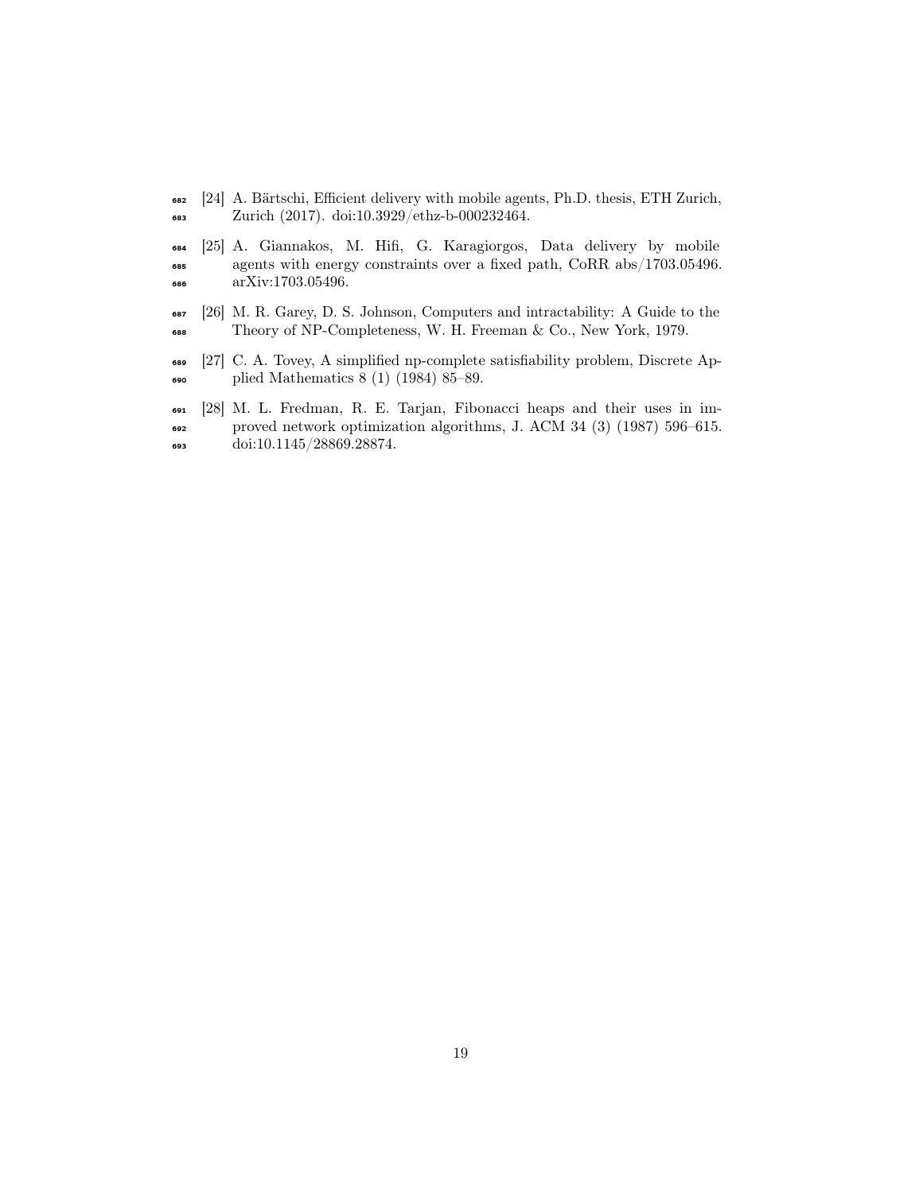[24] A. Bärtschi, Efficient delivery with mobile agents, Ph.D. thesis, ETH Zurich, Zurich (2017). doi:10.3929/ethz-b-000232464.

[25] A. Giannakos, M. Hifi, G. Karagiorgos, Data delivery by mobile agents with energy constraints over a fixed path, CoRR abs/1703.05496. arXiv:1703.05496.

[26] M. R. Garey, D. S. Johnson, Computers and intractability: A Guide to the Theory of NP-Completeness, W. H. Freeman & Co., New York, 1979.

[27] C. A. Tovey, A simplified np-complete satisfiability problem, Discrete Applied Mathematics 8 (1) (1984) 85–89.

[28] M. L. Fredman, R. E. Tarjan, Fibonacci heaps and their uses in improved network optimization algorithms, J. ACM 34 (3) (1987) 596–615. doi:10.1145/28869.28874.